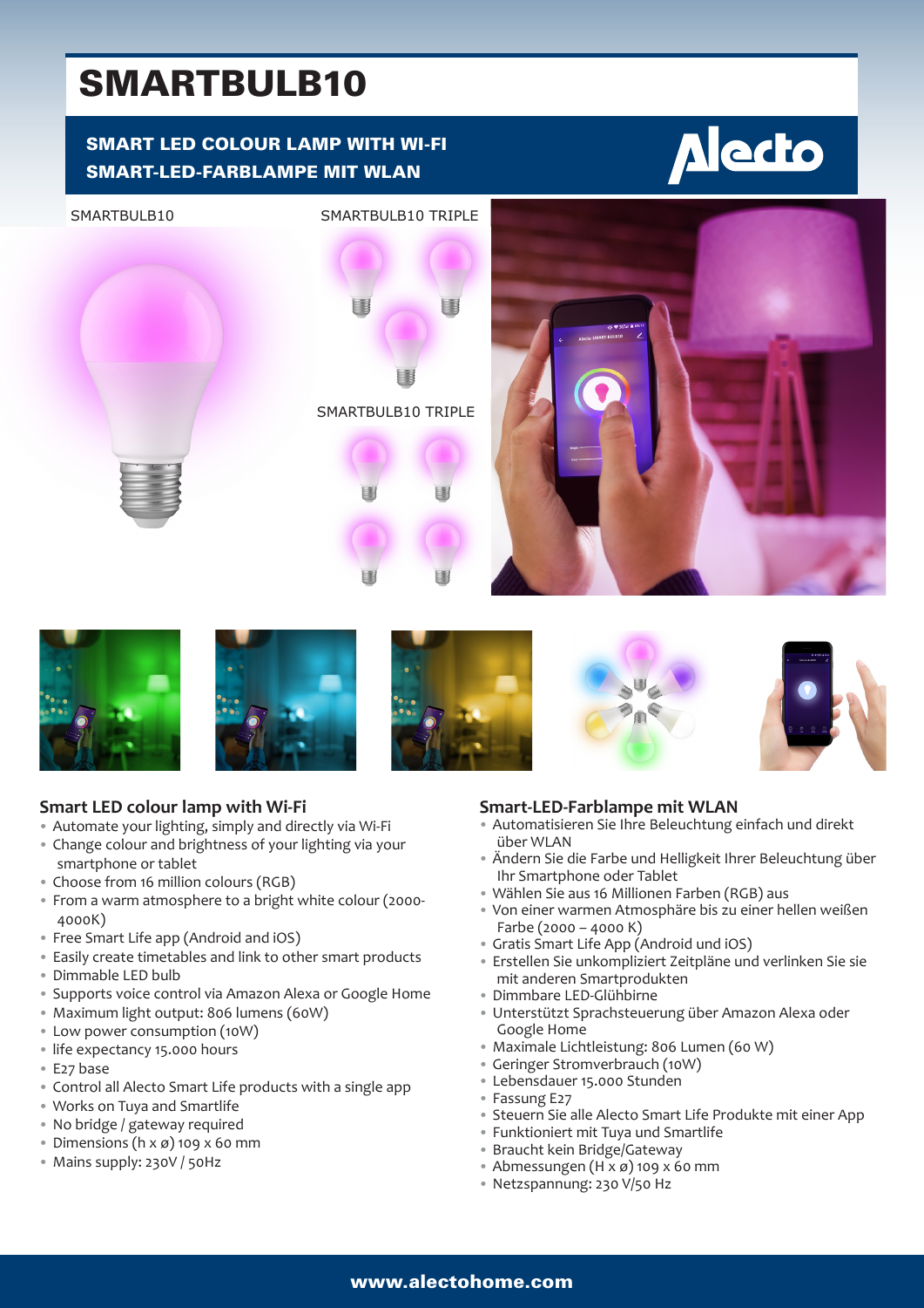# SMARTBULB10

**SMART LED COLOUR LAMP WITH WI-FI**
**SMART-LED-FARBLAMPE MIT WLAN**

Alecto

SMARTBULB10

SMARTBULB10 TRIPLE

SMARTBULB10 TRIPLE

## Smart LED colour lamp with Wi-Fi

- Automate your lighting, simply and directly via Wi-Fi
- Change colour and brightness of your lighting via your smartphone or tablet
- Choose from 16 million colours (RGB)
- From a warm atmosphere to a bright white colour (2000-4000K)
- Free Smart Life app (Android and iOS)
- Easily create timetables and link to other smart products
- Dimmable LED bulb
- Supports voice control via Amazon Alexa or Google Home
- Maximum light output: 806 lumens (60W)
- Low power consumption (10W)
- life expectancy 15.000 hours
- E27 base
- Control all Alecto Smart Life products with a single app
- Works on Tuya and Smartlife
- No bridge / gateway required
- Dimensions (h x ø) 109 x 60 mm
- Mains supply: 230V / 50Hz

## Smart-LED-Farblampe mit WLAN

- Automatisieren Sie Ihre Beleuchtung einfach und direkt über WLAN
- Ändern Sie die Farbe und Helligkeit Ihrer Beleuchtung über Ihr Smartphone oder Tablet
- Wählen Sie aus 16 Millionen Farben (RGB) aus
- Von einer warmen Atmosphäre bis zu einer hellen weißen Farbe (2000 – 4000 K)
- Gratis Smart Life App (Android und iOS)
- Erstellen Sie unkompliziert Zeitpläne und verlinken Sie sie mit anderen Smartprodukten
- Dimmbare LED-Glühbirne
- Unterstützt Sprachsteuerung über Amazon Alexa oder Google Home
- Maximale Lichtleistung: 806 Lumen (60 W)
- Geringer Stromverbrauch (10W)
- Lebensdauer 15.000 Stunden
- Fassung E27
- Steuern Sie alle Alecto Smart Life Produkte mit einer App
- Funktioniert mit Tuya und Smartlife
- Braucht kein Bridge/Gateway
- Abmessungen (H x ø) 109 x 60 mm
- Netzspannung: 230 V/50 Hz

**www.alectohome.com**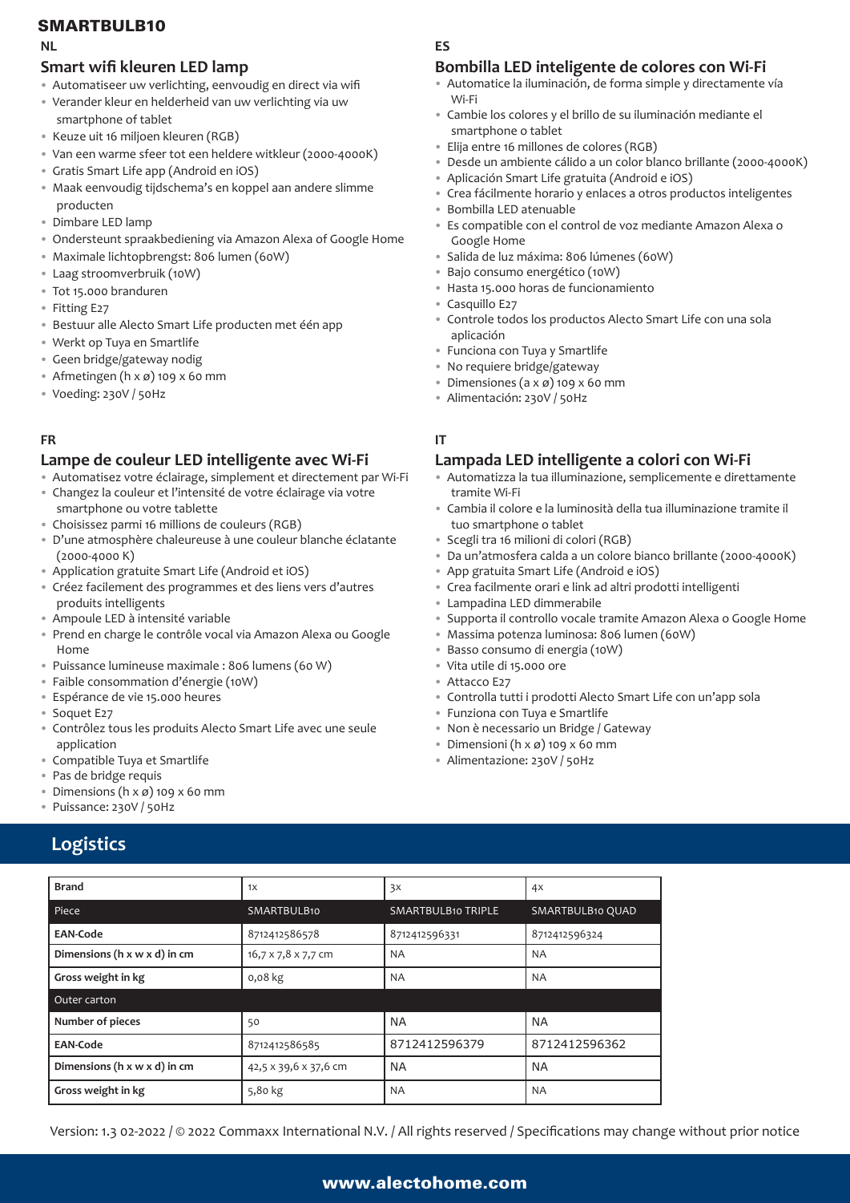# SMARTBULB10

## NL

### Smart wifi kleuren LED lamp

- Automatiseer uw verlichting, eenvoudig en direct via wifi
- Verander kleur en helderheid van uw verlichting via uw smartphone of tablet
- Keuze uit 16 miljoen kleuren (RGB)
- Van een warme sfeer tot een heldere witkleur (2000-4000K)
- Gratis Smart Life app (Android en iOS)
- Maak eenvoudig tijdschema's en koppel aan andere slimme producten
- Dimbare LED lamp
- Ondersteunt spraakbediening via Amazon Alexa of Google Home
- Maximale lichtopbrengst: 806 lumen (60W)
- Laag stroomverbruik (10W)
- Tot 15.000 branduren
- Fitting E27
- Bestuur alle Alecto Smart Life producten met één app
- Werkt op Tuya en Smartlife
- Geen bridge/gateway nodig
- Afmetingen (h x ø) 109 x 60 mm
- Voeding: 230V / 50Hz

## FR

### Lampe de couleur LED intelligente avec Wi-Fi

- Automatisez votre éclairage, simplement et directement par Wi-Fi
- Changez la couleur et l'intensité de votre éclairage via votre smartphone ou votre tablette
- Choisissez parmi 16 millions de couleurs (RGB)
- D'une atmosphère chaleureuse à une couleur blanche éclatante (2000-4000 K)
- Application gratuite Smart Life (Android et iOS)
- Créez facilement des programmes et des liens vers d'autres produits intelligents
- Ampoule LED à intensité variable
- Prend en charge le contrôle vocal via Amazon Alexa ou Google Home
- Puissance lumineuse maximale : 806 lumens (60 W)
- Faible consommation d'énergie (10W)
- Espérance de vie 15.000 heures
- Soquet E27
- Contrôlez tous les produits Alecto Smart Life avec une seule application
- Compatible Tuya et Smartlife
- Pas de bridge requis
- Dimensions (h x ø) 109 x 60 mm
- Puissance: 230V / 50Hz

## ES

### Bombilla LED inteligente de colores con Wi-Fi

- Automatice la iluminación, de forma simple y directamente vía Wi-Fi
- Cambie los colores y el brillo de su iluminación mediante el smartphone o tablet
- Elija entre 16 millones de colores (RGB)
- Desde un ambiente cálido a un color blanco brillante (2000-4000K)
- Aplicación Smart Life gratuita (Android e iOS)
- Crea fácilmente horario y enlaces a otros productos inteligentes
- Bombilla LED atenuable
- Es compatible con el control de voz mediante Amazon Alexa o Google Home
- Salida de luz máxima: 806 lúmenes (60W)
- Bajo consumo energético (10W)
- Hasta 15.000 horas de funcionamiento
- Casquillo E27
- Controle todos los productos Alecto Smart Life con una sola aplicación
- Funciona con Tuya y Smartlife
- No requiere bridge/gateway
- Dimensiones (a x ø) 109 x 60 mm
- Alimentación: 230V / 50Hz

## IT

### Lampada LED intelligente a colori con Wi-Fi

- Automatizza la tua illuminazione, semplicemente e direttamente tramite Wi-Fi
- Cambia il colore e la luminosità della tua illuminazione tramite il tuo smartphone o tablet
- Scegli tra 16 milioni di colori (RGB)
- Da un'atmosfera calda a un colore bianco brillante (2000-4000K)
- App gratuita Smart Life (Android e iOS)
- Crea facilmente orari e link ad altri prodotti intelligenti
- Lampadina LED dimmerabile
- Supporta il controllo vocale tramite Amazon Alexa o Google Home
- Massima potenza luminosa: 806 lumen (60W)
- Basso consumo di energia (10W)
- Vita utile di 15.000 ore
- Attacco E27
- Controlla tutti i prodotti Alecto Smart Life con un'app sola
- Funziona con Tuya e Smartlife
- Non è necessario un Bridge / Gateway
- Dimensioni (h x ø) 109 x 60 mm
- Alimentazione: 230V / 50Hz

## Logistics

| Brand | 1x | 3x | 4x |
|---|---|---|---|
| Piece | SMARTBULB10 | SMARTBULB10 TRIPLE | SMARTBULB10 QUAD |
| EAN-Code | 8712412586578 | 8712412596331 | 8712412596324 |
| Dimensions (h x w x d) in cm | 16,7 x 7,8 x 7,7 cm | NA | NA |
| Gross weight in kg | 0,08 kg | NA | NA |
| Outer carton | | | |
| Number of pieces | 50 | NA | NA |
| EAN-Code | 8712412586585 | 8712412596379 | 8712412596362 |
| Dimensions (h x w x d) in cm | 42,5 x 39,6 x 37,6 cm | NA | NA |
| Gross weight in kg | 5,80 kg | NA | NA |

Version: 1.3 02-2022 / © 2022 Commaxx International N.V. / All rights reserved / Specifications may change without prior notice

www.alectohome.com